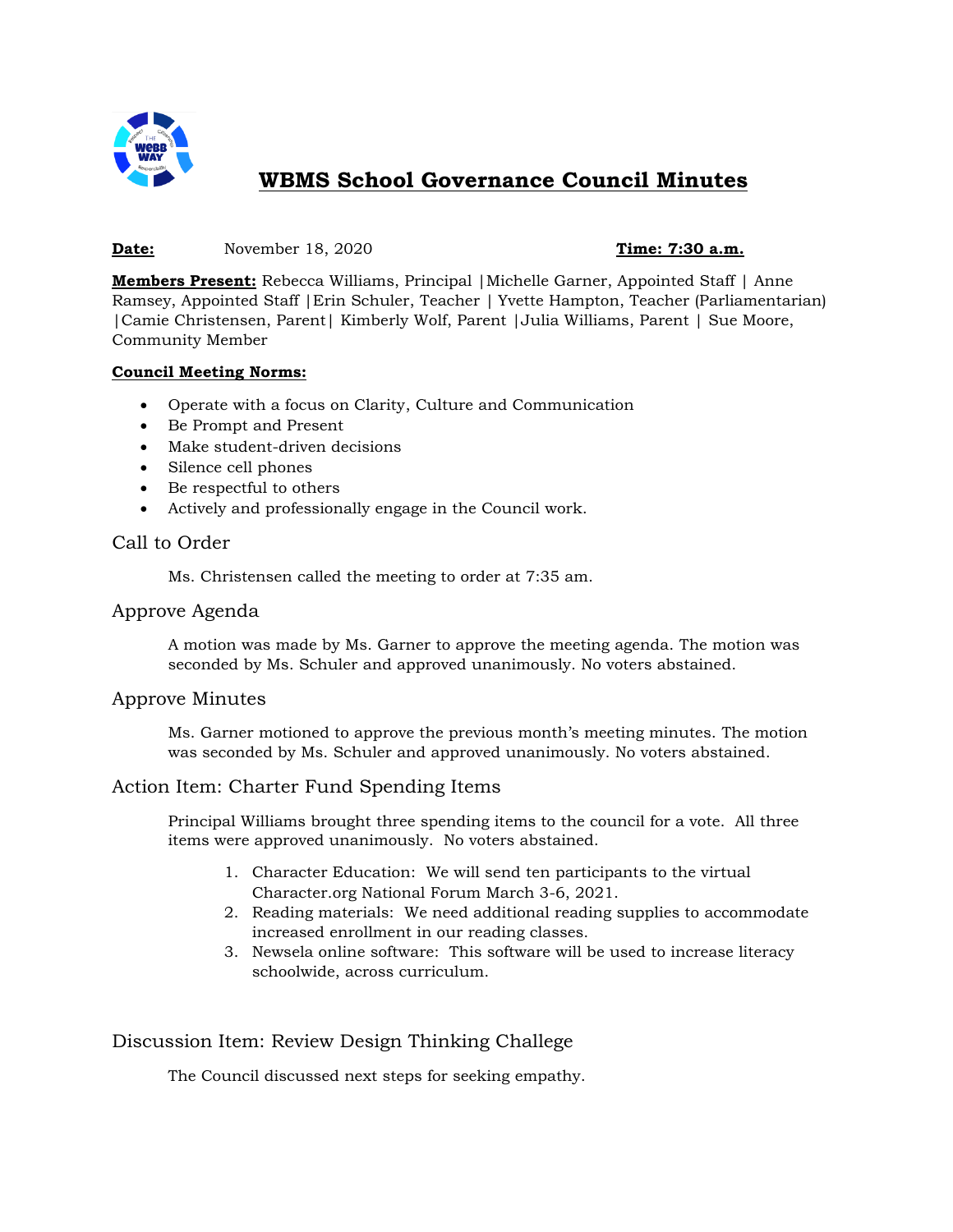# WBMS School Governance Council Minutes

**Date:** November 18, 2020 **Time: 7:30 a.m.**

**Members Present:** Rebecca Williams, Principal |Michelle Garner, Appointed Staff | Anne Ramsey, Appointed Staff |Erin Schuler, Teacher | Yvette Hampton, Teacher (Parliamentarian) |Camie Christensen, Parent| Kimberly Wolf, Parent |Julia Williams, Parent | Sue Moore, Community Member

**Council Meeting Norms:**

- Operate with a focus on Clarity, Culture and Communication
- Be Prompt and Present
- Make student-driven decisions
- Silence cell phones
- Be respectful to others
- Actively and professionally engage in the Council work.

## Call to Order

Ms. Christensen called the meeting to order at 7:35 am.

## Approve Agenda

A motion was made by Ms. Garner to approve the meeting agenda. The motion was seconded by Ms. Schuler and approved unanimously. No voters abstained.

## Approve Minutes

Ms. Garner motioned to approve the previous month's meeting minutes. The motion was seconded by Ms. Schuler and approved unanimously. No voters abstained.

## Action Item: Charter Fund Spending Items

Principal Williams brought three spending items to the council for a vote. All three items were approved unanimously. No voters abstained.

1. Character Education: We will send ten participants to the virtual Character.org National Forum March 3-6, 2021.
2. Reading materials: We need additional reading supplies to accommodate increased enrollment in our reading classes.
3. Newsela online software: This software will be used to increase literacy schoolwide, across curriculum.

## Discussion Item: Review Design Thinking Challege

The Council discussed next steps for seeking empathy.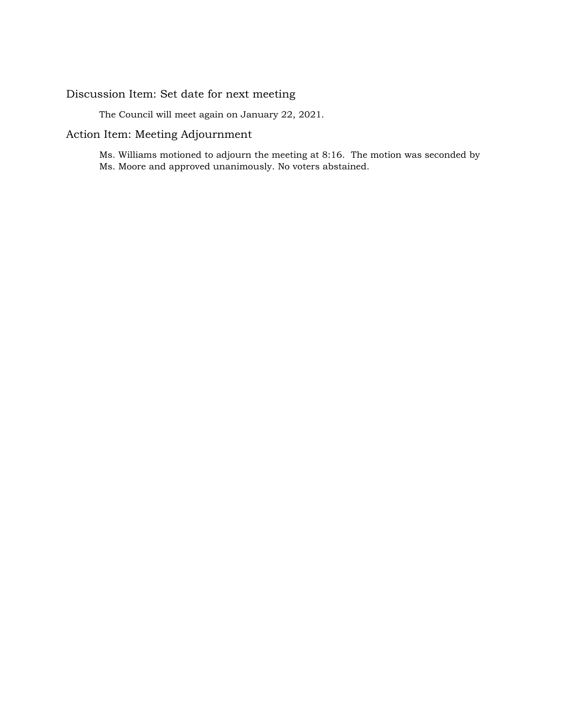## Discussion Item: Set date for next meeting

The Council will meet again on January 22, 2021.

## Action Item: Meeting Adjournment

Ms. Williams motioned to adjourn the meeting at 8:16. The motion was seconded by Ms. Moore and approved unanimously. No voters abstained.